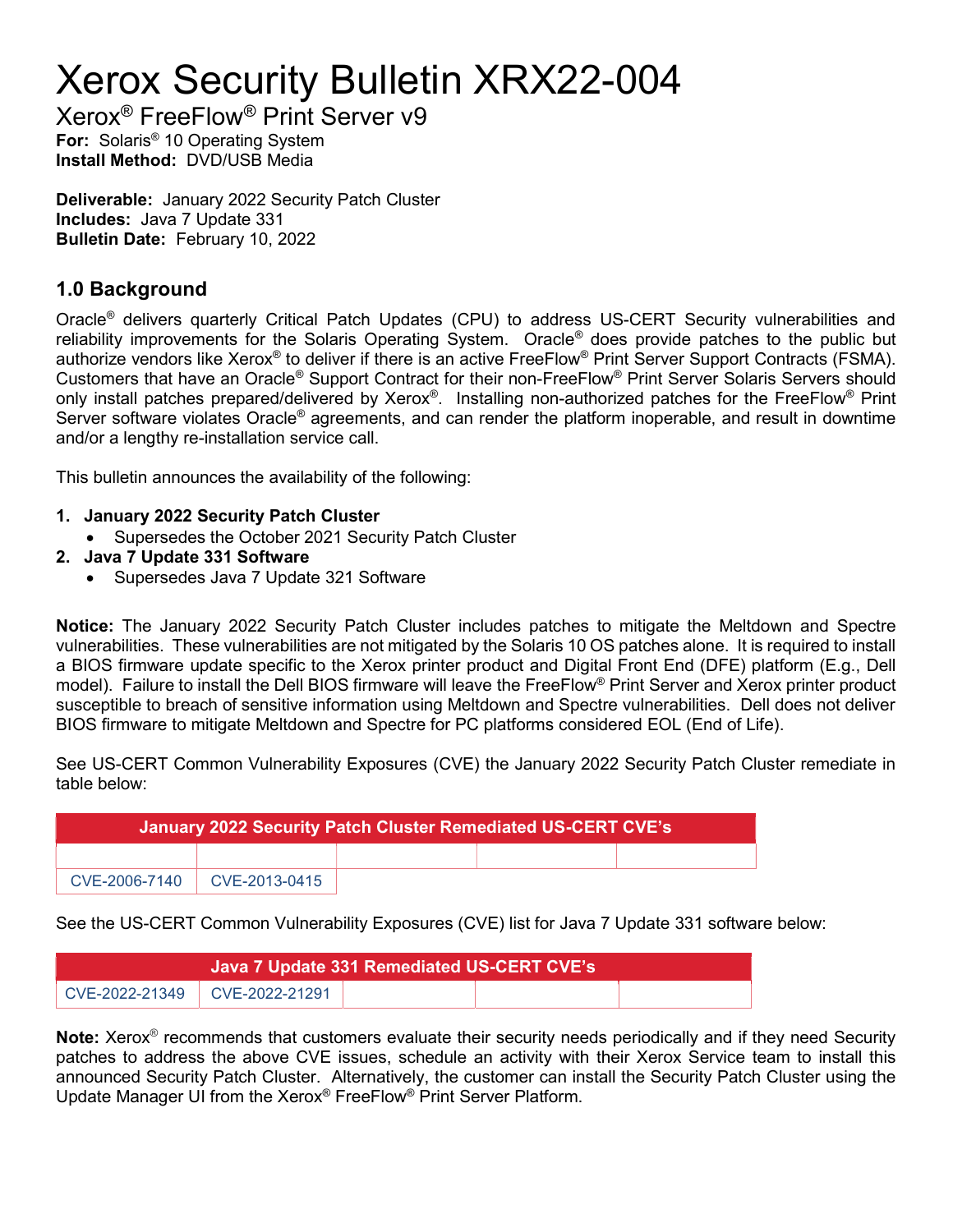# Xerox Security Bulletin XRX22-004

## Xerox® FreeFlow® Print Server v9

**For:** Solaris® 10 Operating System
**Install Method:** DVD/USB Media

**Deliverable:** January 2022 Security Patch Cluster
**Includes:** Java 7 Update 331
**Bulletin Date:** February 10, 2022

### 1.0 Background

Oracle® delivers quarterly Critical Patch Updates (CPU) to address US-CERT Security vulnerabilities and reliability improvements for the Solaris Operating System. Oracle® does provide patches to the public but authorize vendors like Xerox® to deliver if there is an active FreeFlow® Print Server Support Contracts (FSMA). Customers that have an Oracle® Support Contract for their non-FreeFlow® Print Server Solaris Servers should only install patches prepared/delivered by Xerox®. Installing non-authorized patches for the FreeFlow® Print Server software violates Oracle® agreements, and can render the platform inoperable, and result in downtime and/or a lengthy re-installation service call.

This bulletin announces the availability of the following:

1. **January 2022 Security Patch Cluster**
   - Supersedes the October 2021 Security Patch Cluster
2. **Java 7 Update 331 Software**
   - Supersedes Java 7 Update 321 Software

**Notice:** The January 2022 Security Patch Cluster includes patches to mitigate the Meltdown and Spectre vulnerabilities. These vulnerabilities are not mitigated by the Solaris 10 OS patches alone. It is required to install a BIOS firmware update specific to the Xerox printer product and Digital Front End (DFE) platform (E.g., Dell model). Failure to install the Dell BIOS firmware will leave the FreeFlow® Print Server and Xerox printer product susceptible to breach of sensitive information using Meltdown and Spectre vulnerabilities. Dell does not deliver BIOS firmware to mitigate Meltdown and Spectre for PC platforms considered EOL (End of Life).

See US-CERT Common Vulnerability Exposures (CVE) the January 2022 Security Patch Cluster remediate in table below:

| January 2022 Security Patch Cluster Remediated US-CERT CVE's | | | | |
|---|---|---|---|---|
| | | | | |
| CVE-2006-7140 | CVE-2013-0415 | | | |

See the US-CERT Common Vulnerability Exposures (CVE) list for Java 7 Update 331 software below:

| Java 7 Update 331 Remediated US-CERT CVE's | | | | |
|---|---|---|---|---|
| CVE-2022-21349 | CVE-2022-21291 | | | |

**Note:** Xerox® recommends that customers evaluate their security needs periodically and if they need Security patches to address the above CVE issues, schedule an activity with their Xerox Service team to install this announced Security Patch Cluster. Alternatively, the customer can install the Security Patch Cluster using the Update Manager UI from the Xerox® FreeFlow® Print Server Platform.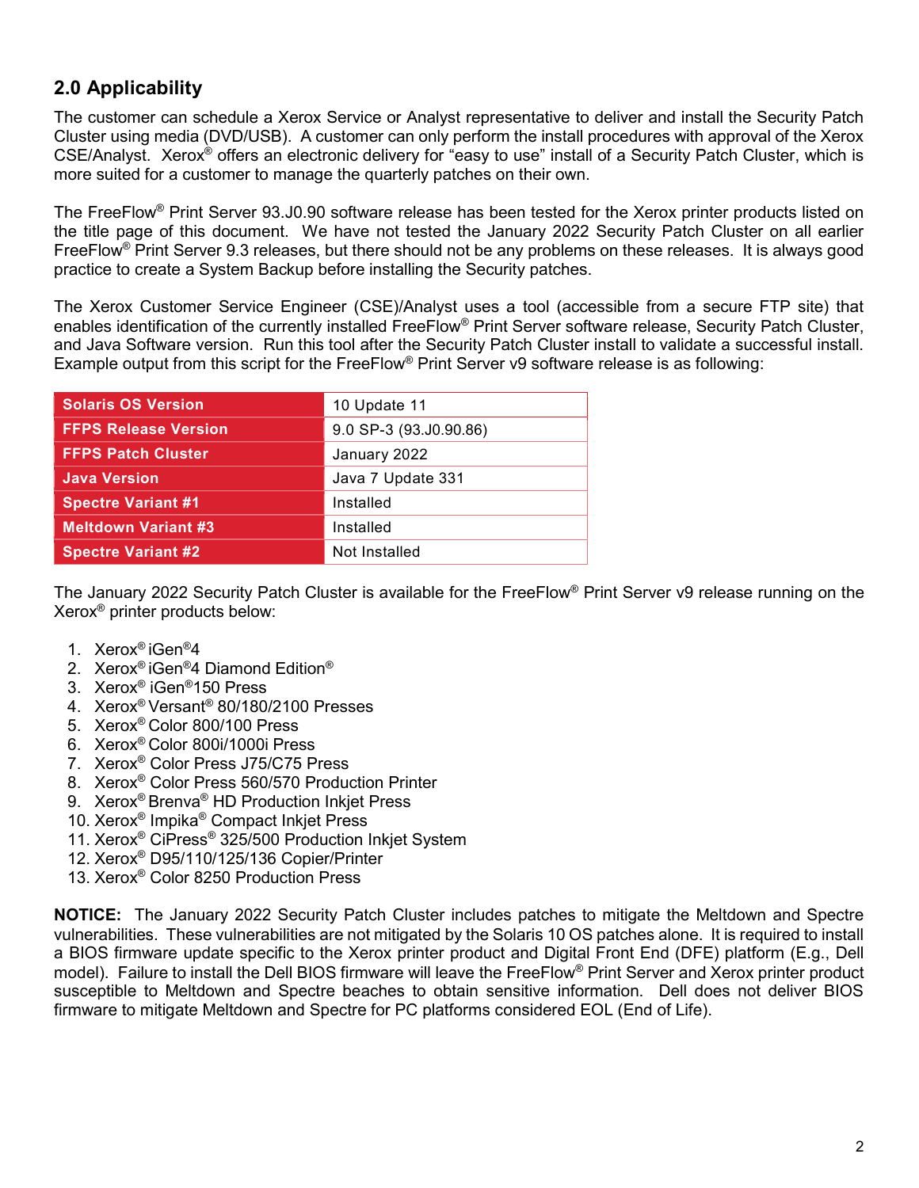## 2.0 Applicability

The customer can schedule a Xerox Service or Analyst representative to deliver and install the Security Patch Cluster using media (DVD/USB). A customer can only perform the install procedures with approval of the Xerox CSE/Analyst. Xerox® offers an electronic delivery for "easy to use" install of a Security Patch Cluster, which is more suited for a customer to manage the quarterly patches on their own.

The FreeFlow® Print Server 93.J0.90 software release has been tested for the Xerox printer products listed on the title page of this document. We have not tested the January 2022 Security Patch Cluster on all earlier FreeFlow® Print Server 9.3 releases, but there should not be any problems on these releases. It is always good practice to create a System Backup before installing the Security patches.

The Xerox Customer Service Engineer (CSE)/Analyst uses a tool (accessible from a secure FTP site) that enables identification of the currently installed FreeFlow® Print Server software release, Security Patch Cluster, and Java Software version. Run this tool after the Security Patch Cluster install to validate a successful install. Example output from this script for the FreeFlow® Print Server v9 software release is as following:

| | |
|---|---|
| **Solaris OS Version** | 10 Update 11 |
| **FFPS Release Version** | 9.0 SP-3 (93.J0.90.86) |
| **FFPS Patch Cluster** | January 2022 |
| **Java Version** | Java 7 Update 331 |
| **Spectre Variant #1** | Installed |
| **Meltdown Variant #3** | Installed |
| **Spectre Variant #2** | Not Installed |

The January 2022 Security Patch Cluster is available for the FreeFlow® Print Server v9 release running on the Xerox® printer products below:

1. Xerox® iGen®4
2. Xerox® iGen®4 Diamond Edition®
3. Xerox® iGen®150 Press
4. Xerox® Versant® 80/180/2100 Presses
5. Xerox® Color 800/100 Press
6. Xerox® Color 800i/1000i Press
7. Xerox® Color Press J75/C75 Press
8. Xerox® Color Press 560/570 Production Printer
9. Xerox® Brenva® HD Production Inkjet Press
10. Xerox® Impika® Compact Inkjet Press
11. Xerox® CiPress® 325/500 Production Inkjet System
12. Xerox® D95/110/125/136 Copier/Printer
13. Xerox® Color 8250 Production Press

**NOTICE:** The January 2022 Security Patch Cluster includes patches to mitigate the Meltdown and Spectre vulnerabilities. These vulnerabilities are not mitigated by the Solaris 10 OS patches alone. It is required to install a BIOS firmware update specific to the Xerox printer product and Digital Front End (DFE) platform (E.g., Dell model). Failure to install the Dell BIOS firmware will leave the FreeFlow® Print Server and Xerox printer product susceptible to Meltdown and Spectre beaches to obtain sensitive information. Dell does not deliver BIOS firmware to mitigate Meltdown and Spectre for PC platforms considered EOL (End of Life).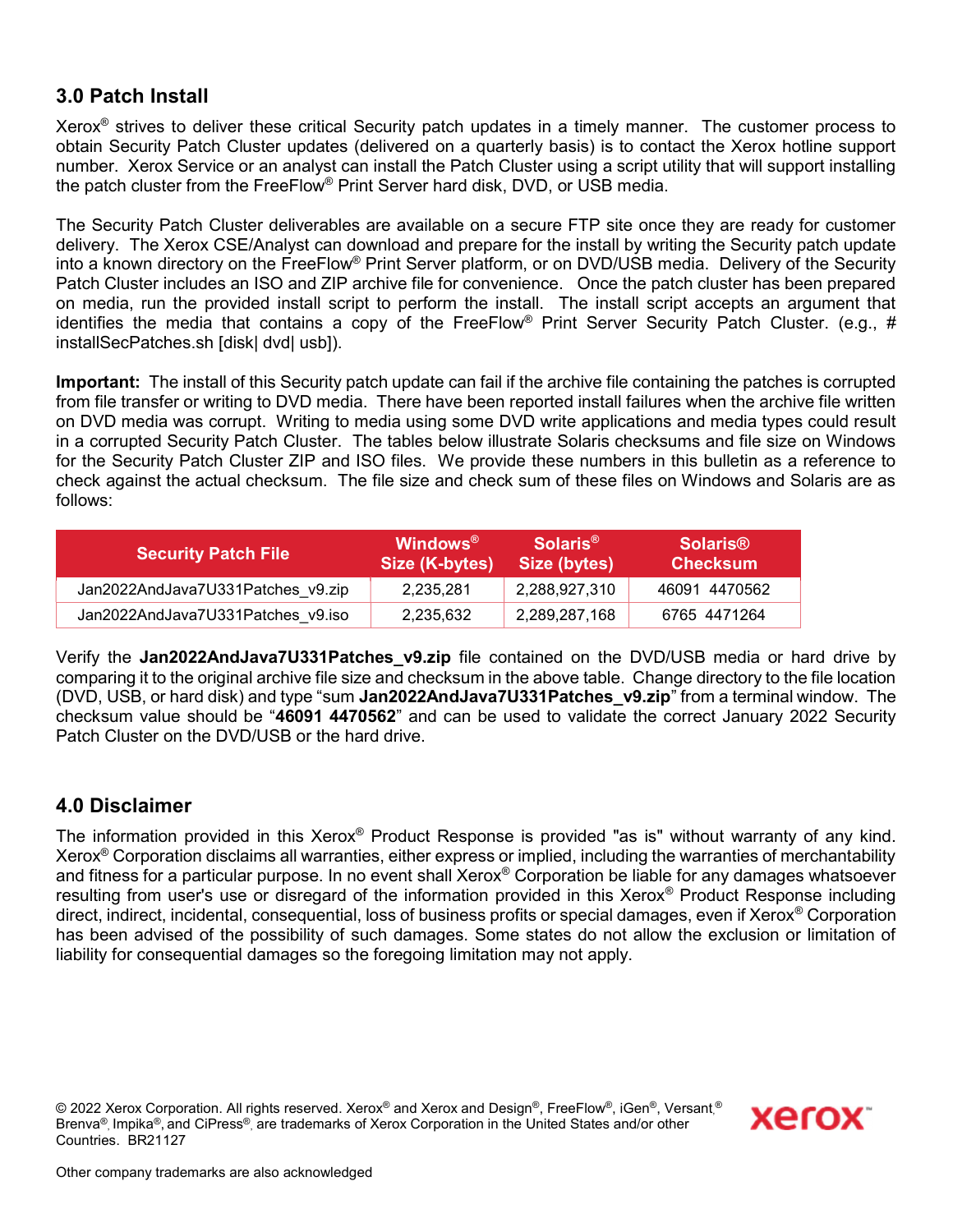## 3.0 Patch Install

Xerox® strives to deliver these critical Security patch updates in a timely manner. The customer process to obtain Security Patch Cluster updates (delivered on a quarterly basis) is to contact the Xerox hotline support number. Xerox Service or an analyst can install the Patch Cluster using a script utility that will support installing the patch cluster from the FreeFlow® Print Server hard disk, DVD, or USB media.

The Security Patch Cluster deliverables are available on a secure FTP site once they are ready for customer delivery. The Xerox CSE/Analyst can download and prepare for the install by writing the Security patch update into a known directory on the FreeFlow® Print Server platform, or on DVD/USB media. Delivery of the Security Patch Cluster includes an ISO and ZIP archive file for convenience. Once the patch cluster has been prepared on media, run the provided install script to perform the install. The install script accepts an argument that identifies the media that contains a copy of the FreeFlow® Print Server Security Patch Cluster. (e.g., # installSecPatches.sh [disk| dvd| usb]).

**Important:** The install of this Security patch update can fail if the archive file containing the patches is corrupted from file transfer or writing to DVD media. There have been reported install failures when the archive file written on DVD media was corrupt. Writing to media using some DVD write applications and media types could result in a corrupted Security Patch Cluster. The tables below illustrate Solaris checksums and file size on Windows for the Security Patch Cluster ZIP and ISO files. We provide these numbers in this bulletin as a reference to check against the actual checksum. The file size and check sum of these files on Windows and Solaris are as follows:

| Security Patch File | Windows® Size (K-bytes) | Solaris® Size (bytes) | Solaris® Checksum |
|---|---|---|---|
| Jan2022AndJava7U331Patches_v9.zip | 2,235,281 | 2,288,927,310 | 46091 4470562 |
| Jan2022AndJava7U331Patches_v9.iso | 2,235,632 | 2,289,287,168 | 6765 4471264 |

Verify the **Jan2022AndJava7U331Patches_v9.zip** file contained on the DVD/USB media or hard drive by comparing it to the original archive file size and checksum in the above table. Change directory to the file location (DVD, USB, or hard disk) and type "sum **Jan2022AndJava7U331Patches_v9.zip**" from a terminal window. The checksum value should be "**46091 4470562**" and can be used to validate the correct January 2022 Security Patch Cluster on the DVD/USB or the hard drive.

## 4.0 Disclaimer

The information provided in this Xerox® Product Response is provided "as is" without warranty of any kind. Xerox® Corporation disclaims all warranties, either express or implied, including the warranties of merchantability and fitness for a particular purpose. In no event shall Xerox® Corporation be liable for any damages whatsoever resulting from user's use or disregard of the information provided in this Xerox® Product Response including direct, indirect, incidental, consequential, loss of business profits or special damages, even if Xerox® Corporation has been advised of the possibility of such damages. Some states do not allow the exclusion or limitation of liability for consequential damages so the foregoing limitation may not apply.

© 2022 Xerox Corporation. All rights reserved. Xerox® and Xerox and Design®, FreeFlow®, iGen®, Versant® Brenva®, Impika®, and CiPress®, are trademarks of Xerox Corporation in the United States and/or other Countries. BR21127

Other company trademarks are also acknowledged